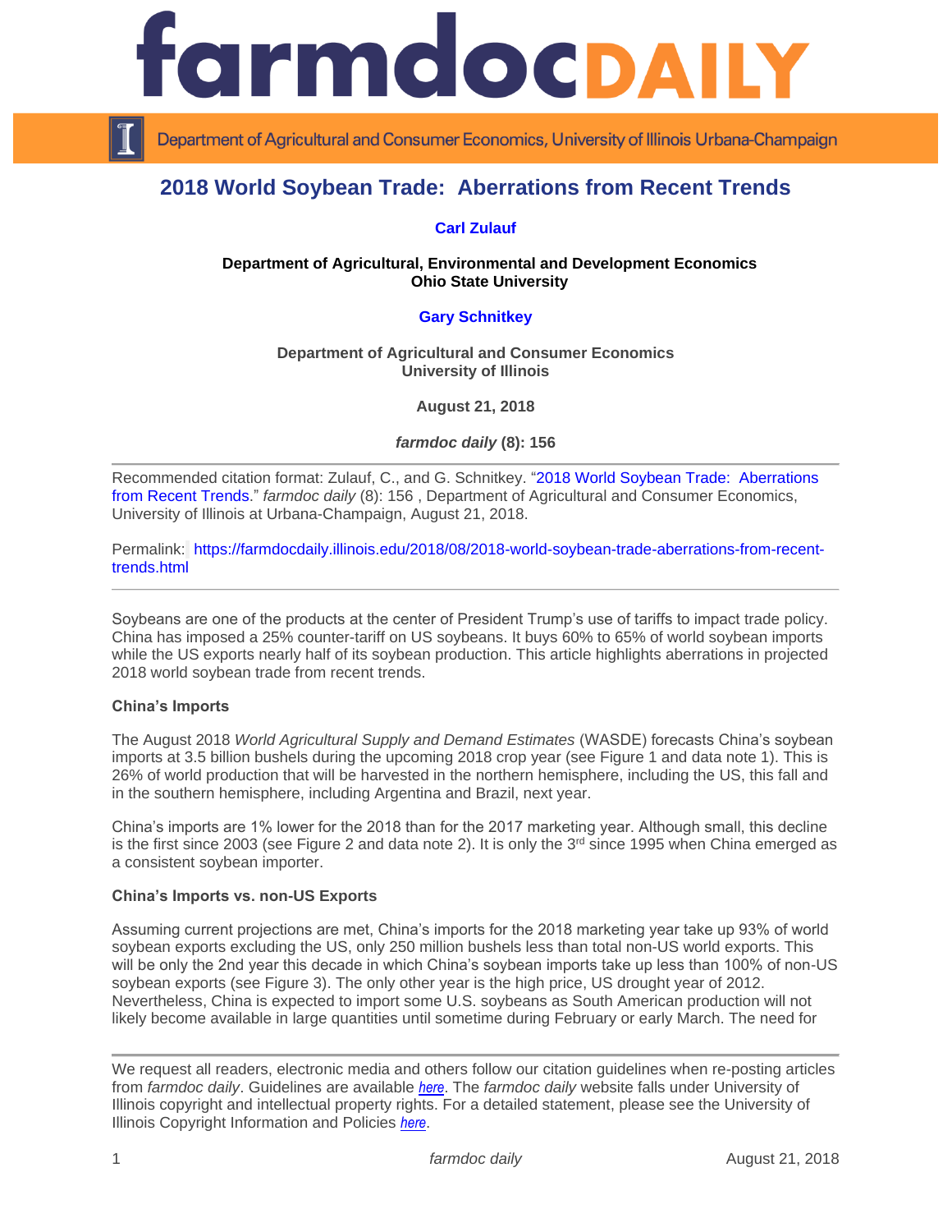# 2018 World Soybean Trade: Aberrations from Recent Trends

**Carl Zulauf**

**Department of Agricultural, Environmental and Development Economics**
**Ohio State University**

**Gary Schnitkey**

**Department of Agricultural and Consumer Economics**
**University of Illinois**

**August 21, 2018**

***farmdoc daily* (8): 156**

Recommended citation format: Zulauf, C., and G. Schnitkey. "2018 World Soybean Trade: Aberrations from Recent Trends." *farmdoc daily* (8): 156 , Department of Agricultural and Consumer Economics, University of Illinois at Urbana-Champaign, August 21, 2018.

Permalink: https://farmdocdaily.illinois.edu/2018/08/2018-world-soybean-trade-aberrations-from-recent-trends.html

---

Soybeans are one of the products at the center of President Trump's use of tariffs to impact trade policy. China has imposed a 25% counter-tariff on US soybeans. It buys 60% to 65% of world soybean imports while the US exports nearly half of its soybean production. This article highlights aberrations in projected 2018 world soybean trade from recent trends.

**China's Imports**

The August 2018 *World Agricultural Supply and Demand Estimates* (WASDE) forecasts China's soybean imports at 3.5 billion bushels during the upcoming 2018 crop year (see Figure 1 and data note 1). This is 26% of world production that will be harvested in the northern hemisphere, including the US, this fall and in the southern hemisphere, including Argentina and Brazil, next year.

China's imports are 1% lower for the 2018 than for the 2017 marketing year. Although small, this decline is the first since 2003 (see Figure 2 and data note 2). It is only the 3rd since 1995 when China emerged as a consistent soybean importer.

**China's Imports vs. non-US Exports**

Assuming current projections are met, China's imports for the 2018 marketing year take up 93% of world soybean exports excluding the US, only 250 million bushels less than total non-US world exports. This will be only the 2nd year this decade in which China's soybean imports take up less than 100% of non-US soybean exports (see Figure 3). The only other year is the high price, US drought year of 2012. Nevertheless, China is expected to import some U.S. soybeans as South American production will not likely become available in large quantities until sometime during February or early March. The need for

---

We request all readers, electronic media and others follow our citation guidelines when re-posting articles from *farmdoc daily*. Guidelines are available *here*. The *farmdoc daily* website falls under University of Illinois copyright and intellectual property rights. For a detailed statement, please see the University of Illinois Copyright Information and Policies *here*.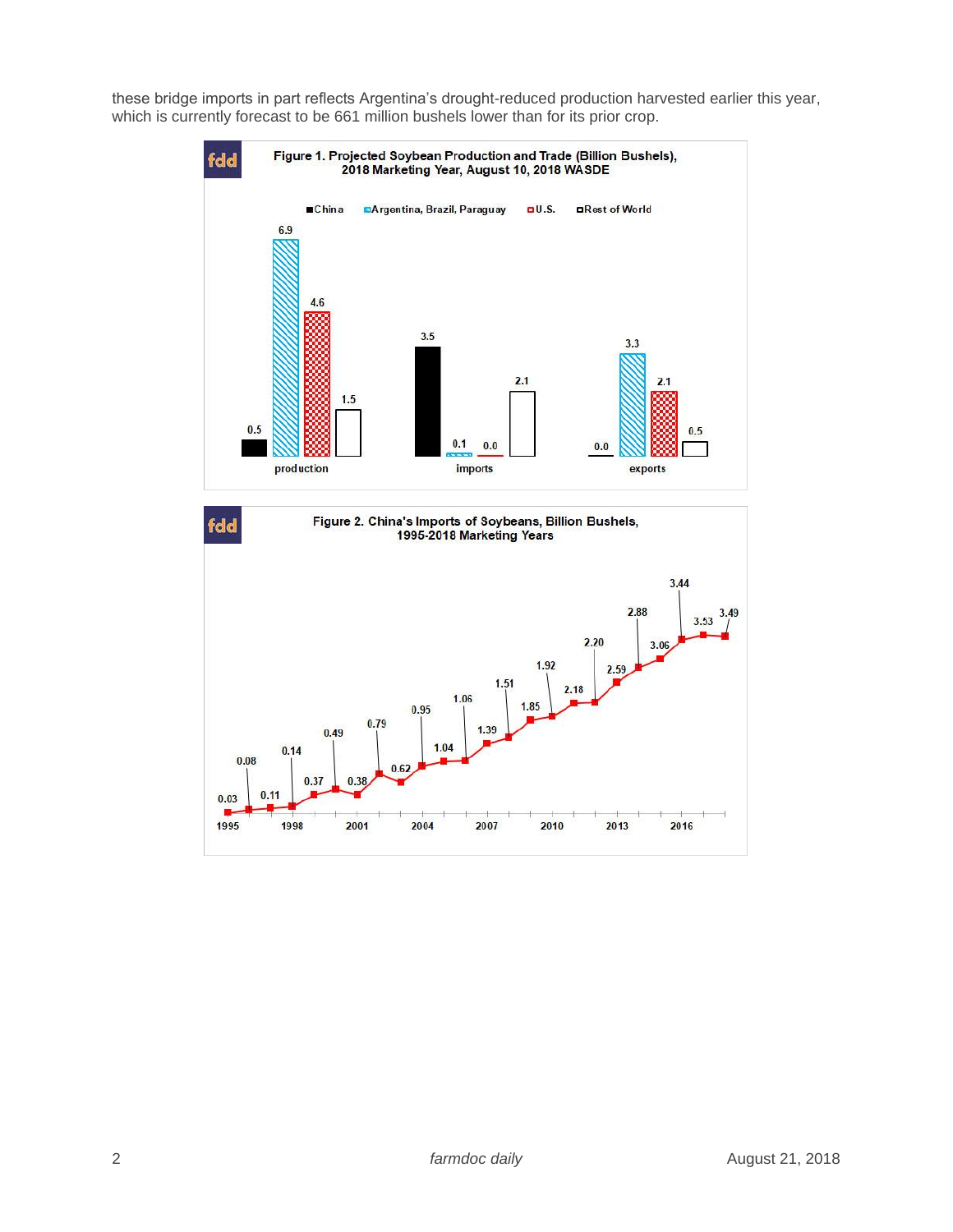these bridge imports in part reflects Argentina's drought-reduced production harvested earlier this year, which is currently forecast to be 661 million bushels lower than for its prior crop.

fdd

**Figure 1. Projected Soybean Production and Trade (Billion Bushels), 2018 Marketing Year, August 10, 2018 WASDE**

China
Argentina, Brazil, Paraguay
U.S.
Rest of World

production
0.5
6.9
4.6
1.5

imports
3.5
0.1
0.0
2.1

exports
0.0
3.3
2.1
0.5

fdd

**Figure 2. China's Imports of Soybeans, Billion Bushels, 1995-2018 Marketing Years**

0.03
0.08
0.11
0.14
0.37
0.49
0.38
0.79
0.62
0.95
1.04
1.06
1.39
1.51
1.85
1.92
2.18
2.20
2.59
2.88
3.06
3.44
3.53
3.49

1995
1998
2001
2004
2007
2010
2013
2016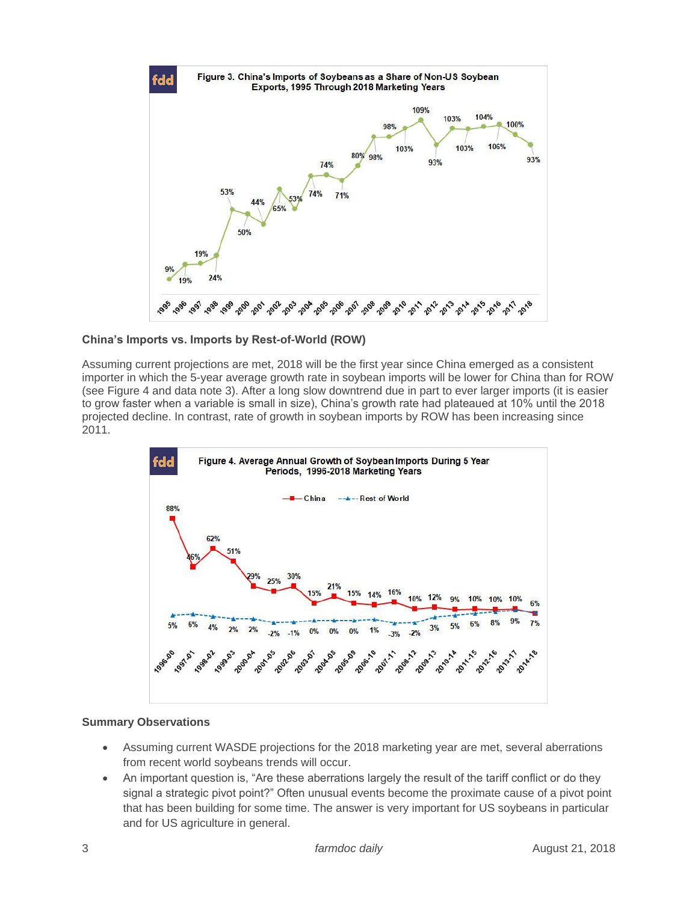**Figure 3. China's Imports of Soybeans as a Share of Non-US Soybean Exports, 1995 Through 2018 Marketing Years**

**Figure 4. Average Annual Growth of Soybean Imports During 5 Year Periods, 1996-2018 Marketing Years**

### China's Imports vs. Imports by Rest-of-World (ROW)

Assuming current projections are met, 2018 will be the first year since China emerged as a consistent importer in which the 5-year average growth rate in soybean imports will be lower for China than for ROW (see Figure 4 and data note 3). After a long slow downtrend due in part to ever larger imports (it is easier to grow faster when a variable is small in size), China's growth rate had plateaued at 10% until the 2018 projected decline. In contrast, rate of growth in soybean imports by ROW has been increasing since 2011.

### Summary Observations

- Assuming current WASDE projections for the 2018 marketing year are met, several aberrations from recent world soybeans trends will occur.
- An important question is, "Are these aberrations largely the result of the tariff conflict or do they signal a strategic pivot point?" Often unusual events become the proximate cause of a pivot point that has been building for some time. The answer is very important for US soybeans in particular and for US agriculture in general.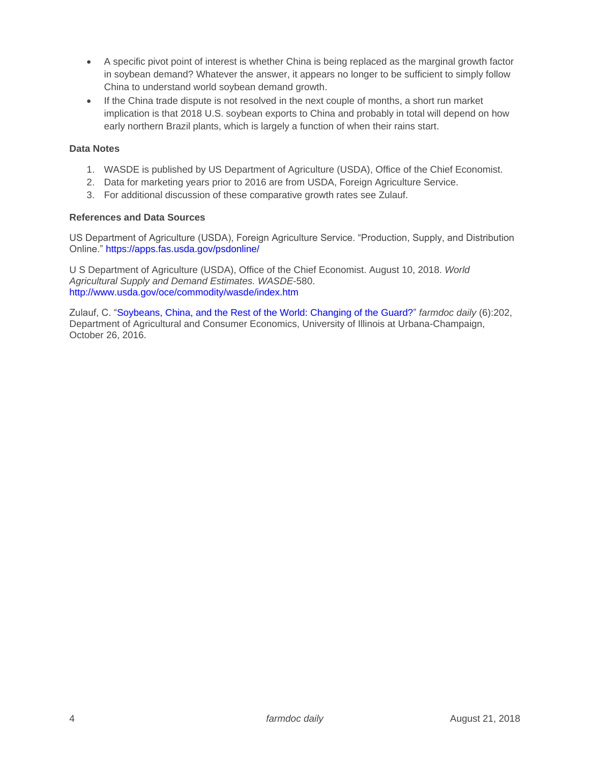- A specific pivot point of interest is whether China is being replaced as the marginal growth factor in soybean demand? Whatever the answer, it appears no longer to be sufficient to simply follow China to understand world soybean demand growth.
- If the China trade dispute is not resolved in the next couple of months, a short run market implication is that 2018 U.S. soybean exports to China and probably in total will depend on how early northern Brazil plants, which is largely a function of when their rains start.

**Data Notes**

1. WASDE is published by US Department of Agriculture (USDA), Office of the Chief Economist.
2. Data for marketing years prior to 2016 are from USDA, Foreign Agriculture Service.
3. For additional discussion of these comparative growth rates see Zulauf.

**References and Data Sources**

US Department of Agriculture (USDA), Foreign Agriculture Service. "Production, Supply, and Distribution Online." https://apps.fas.usda.gov/psdonline/

U S Department of Agriculture (USDA), Office of the Chief Economist. August 10, 2018. *World Agricultural Supply and Demand Estimates. WASDE*-580. http://www.usda.gov/oce/commodity/wasde/index.htm

Zulauf, C. "Soybeans, China, and the Rest of the World: Changing of the Guard?" *farmdoc daily* (6):202, Department of Agricultural and Consumer Economics, University of Illinois at Urbana-Champaign, October 26, 2016.